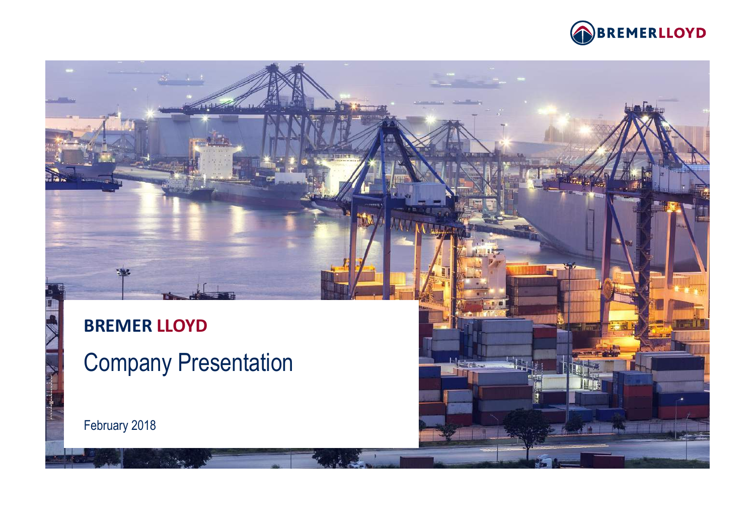# BREMER LLOYD

## Company Presentation

February 2018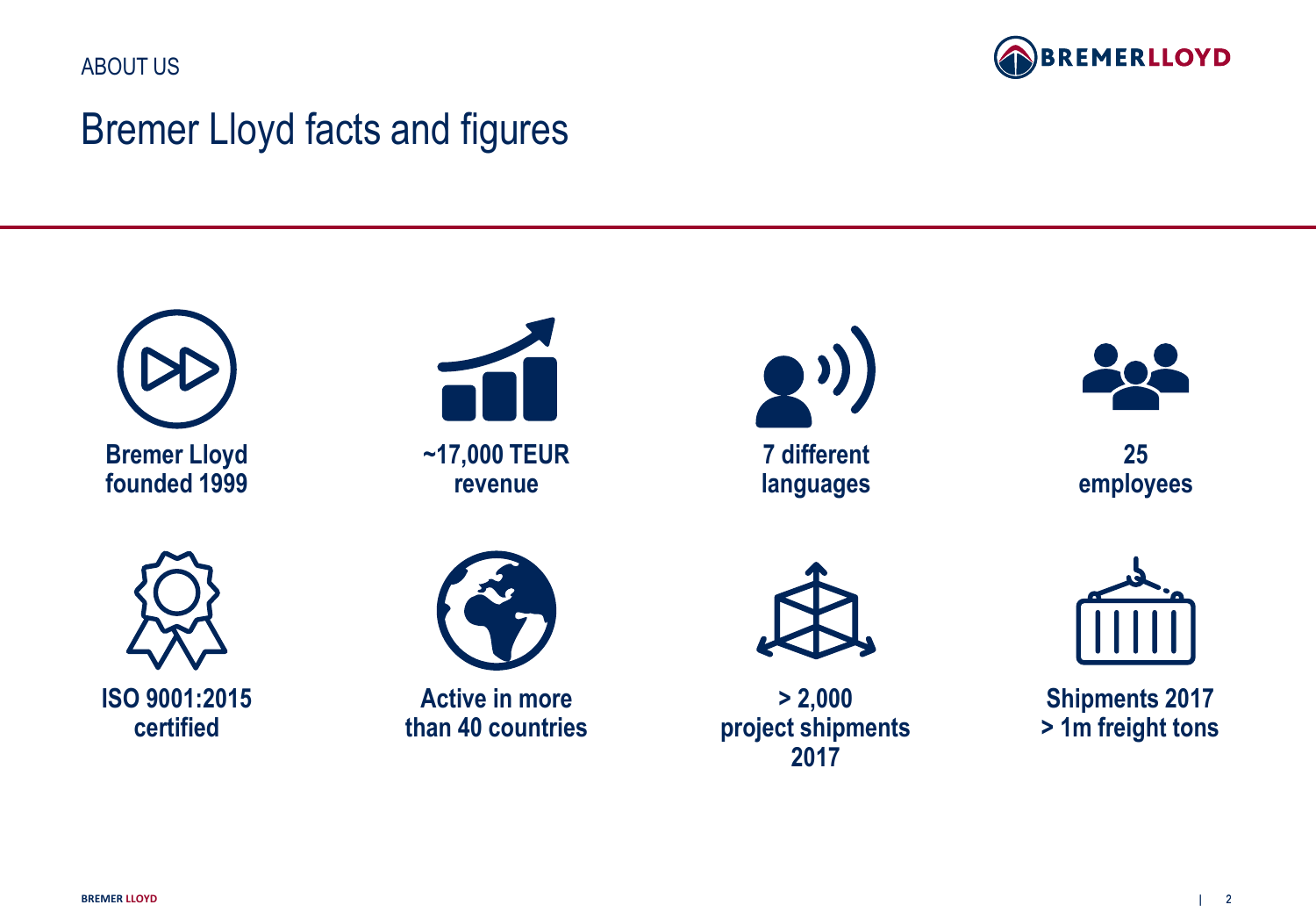ABOUT US

# Bremer Lloyd facts and figures

**Bremer Lloyd founded 1999**

**~17,000 TEUR revenue**

**7 different languages**

**25 employees**

**ISO 9001:2015 certified**

**Active in more than 40 countries**

**> 2,000 project shipments 2017**

**Shipments 2017 > 1m freight tons**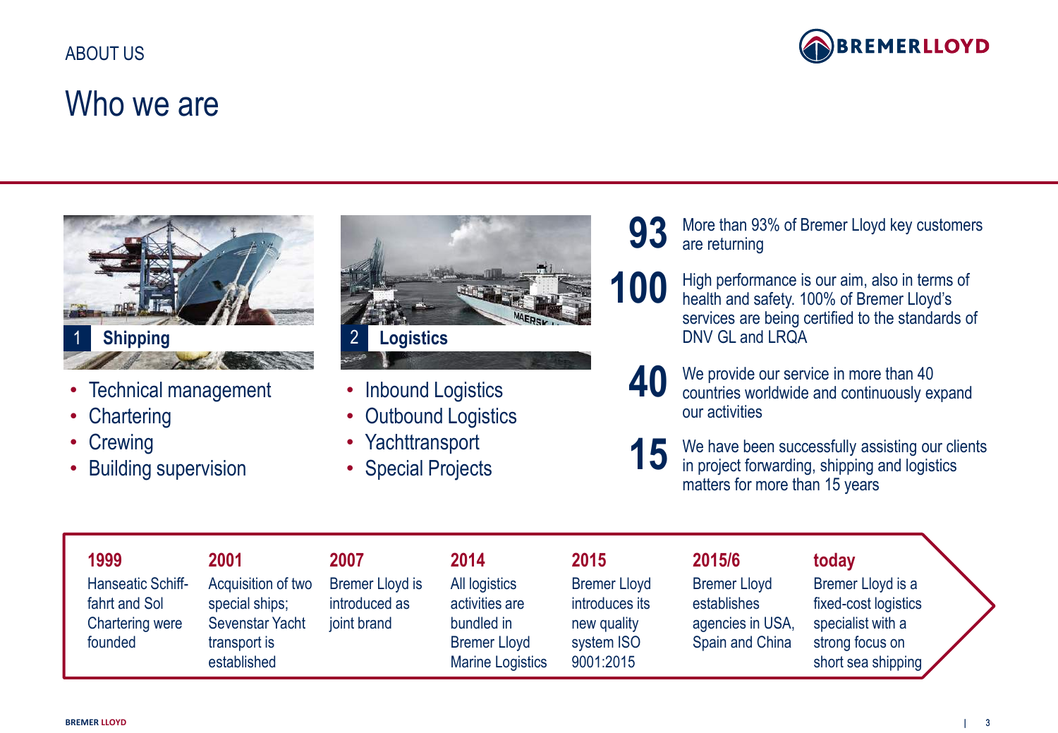ABOUT US

# Who we are

## 1 Shipping

- Technical management
- Chartering
- Crewing
- Building supervision

## 2 Logistics

- Inbound Logistics
- Outbound Logistics
- Yachttransport
- Special Projects

**93** More than 93% of Bremer Lloyd key customers are returning

**100** High performance is our aim, also in terms of health and safety. 100% of Bremer Lloyd's services are being certified to the standards of DNV GL and LRQA

**40** We provide our service in more than 40 countries worldwide and continuously expand our activities

**15** We have been successfully assisting our clients in project forwarding, shipping and logistics matters for more than 15 years

| 1999 | 2001 | 2007 | 2014 | 2015 | 2015/6 | today |
|---|---|---|---|---|---|---|
| Hanseatic Schiff-fahrt and Sol Chartering were founded | Acquisition of two special ships; Sevenstar Yacht transport is established | Bremer Lloyd is introduced as joint brand | All logistics activities are bundled in Bremer Lloyd Marine Logistics | Bremer Lloyd introduces its new quality system ISO 9001:2015 | Bremer Lloyd establishes agencies in USA, Spain and China | Bremer Lloyd is a fixed-cost logistics specialist with a strong focus on short sea shipping |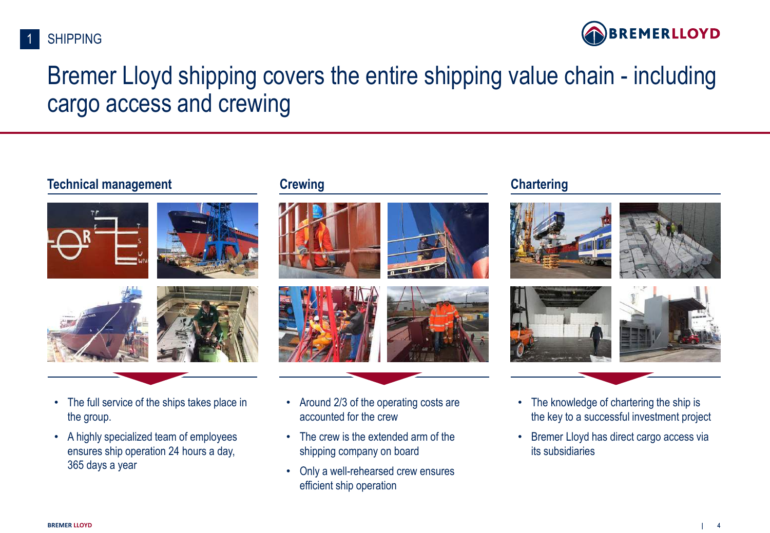1 SHIPPING

# Bremer Lloyd shipping covers the entire shipping value chain - including cargo access and crewing

## Technical management

- The full service of the ships takes place in the group.
- A highly specialized team of employees ensures ship operation 24 hours a day, 365 days a year

## Crewing

- Around 2/3 of the operating costs are accounted for the crew
- The crew is the extended arm of the shipping company on board
- Only a well-rehearsed crew ensures efficient ship operation

## Chartering

- The knowledge of chartering the ship is the key to a successful investment project
- Bremer Lloyd has direct cargo access via its subsidiaries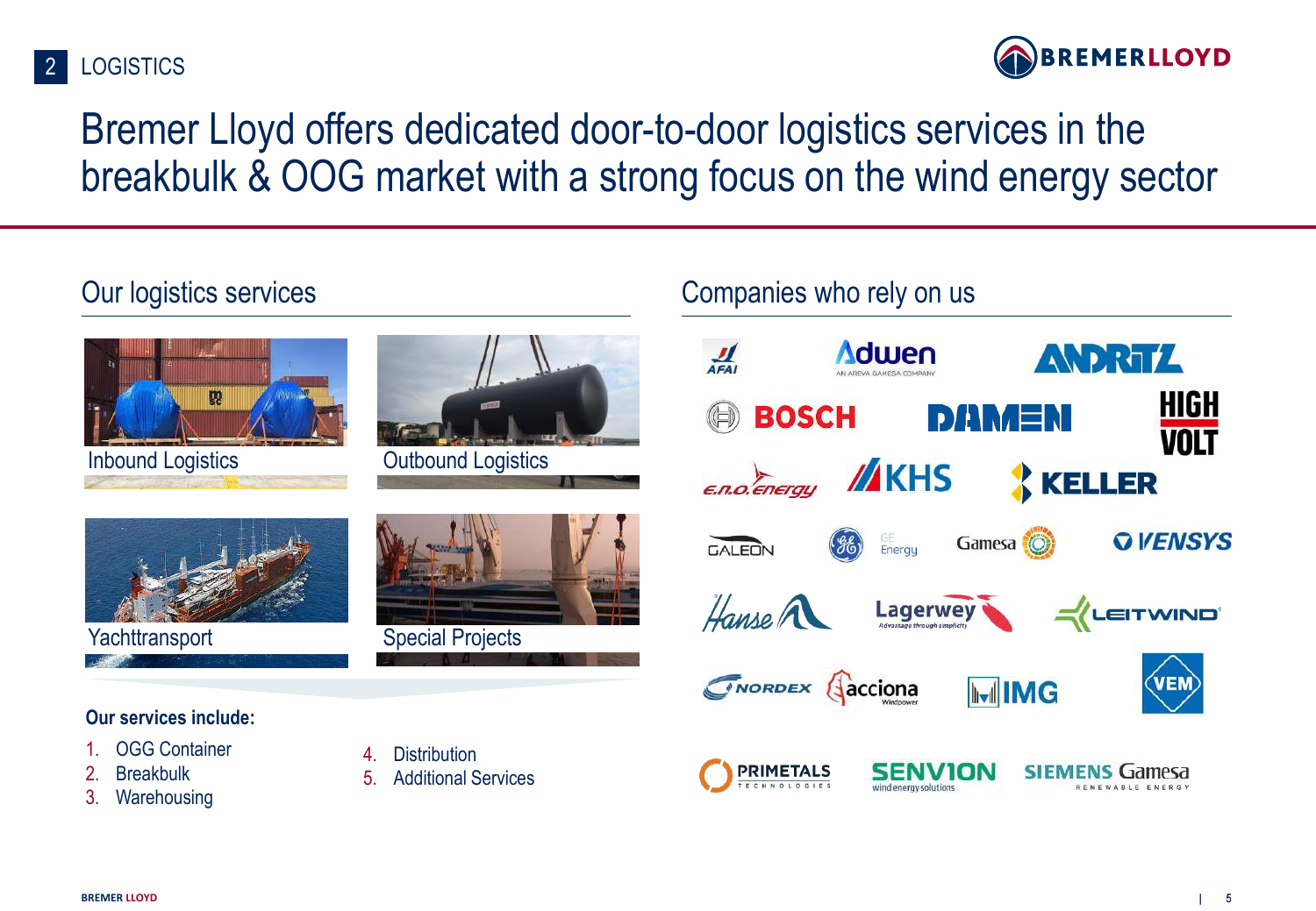# Bremer Lloyd offers dedicated door-to-door logistics services in the breakbulk & OOG market with a strong focus on the wind energy sector

## Our logistics services

Inbound Logistics

Outbound Logistics

Yachttransport

Special Projects

**Our services include:**

1. OGG Container
2. Breakbulk
3. Warehousing
4. Distribution
5. Additional Services

## Companies who rely on us

AFAI, Adwen (An Areva Gamesa Company), ANDRITZ, BOSCH, DAMEN, HIGH VOLT, e.n.o. energy, KHS, KELLER, GALEON, GE Energy, Gamesa, VENSYS, Hanse, Lagerwey, LEITWIND, NORDEX, acciona Windpower, IMG, VEM, PRIMETALS TECHNOLOGIES, SENVION wind energy solutions, SIEMENS Gamesa RENEWABLE ENERGY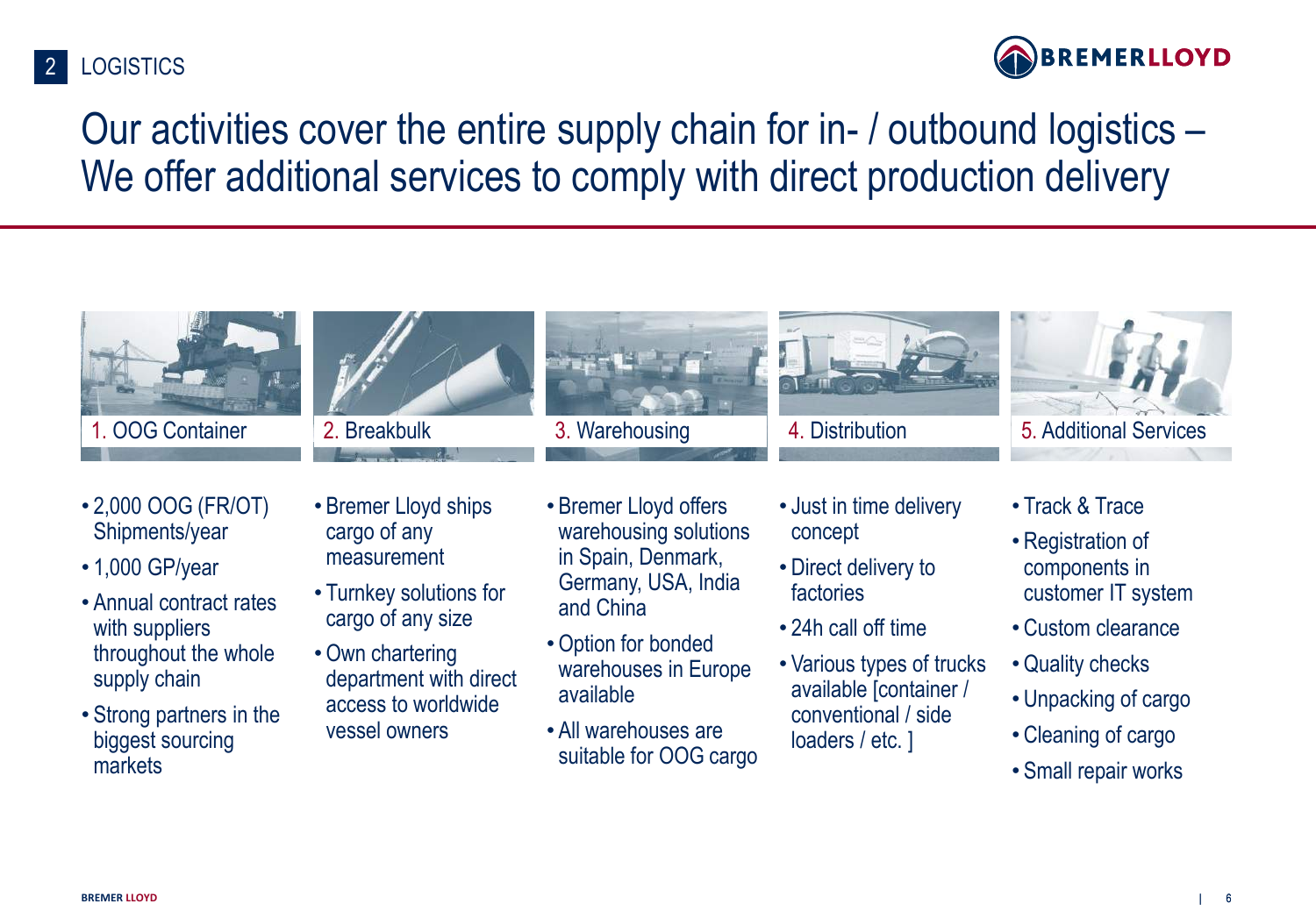# Our activities cover the entire supply chain for in- / outbound logistics – We offer additional services to comply with direct production delivery

### 1. OOG Container

- 2,000 OOG (FR/OT) Shipments/year
- 1,000 GP/year
- Annual contract rates with suppliers throughout the whole supply chain
- Strong partners in the biggest sourcing markets

### 2. Breakbulk

- Bremer Lloyd ships cargo of any measurement
- Turnkey solutions for cargo of any size
- Own chartering department with direct access to worldwide vessel owners

### 3. Warehousing

- Bremer Lloyd offers warehousing solutions in Spain, Denmark, Germany, USA, India and China
- Option for bonded warehouses in Europe available
- All warehouses are suitable for OOG cargo

### 4. Distribution

- Just in time delivery concept
- Direct delivery to factories
- 24h call off time
- Various types of trucks available [container / conventional / side loaders / etc. ]

### 5. Additional Services

- Track & Trace
- Registration of components in customer IT system
- Custom clearance
- Quality checks
- Unpacking of cargo
- Cleaning of cargo
- Small repair works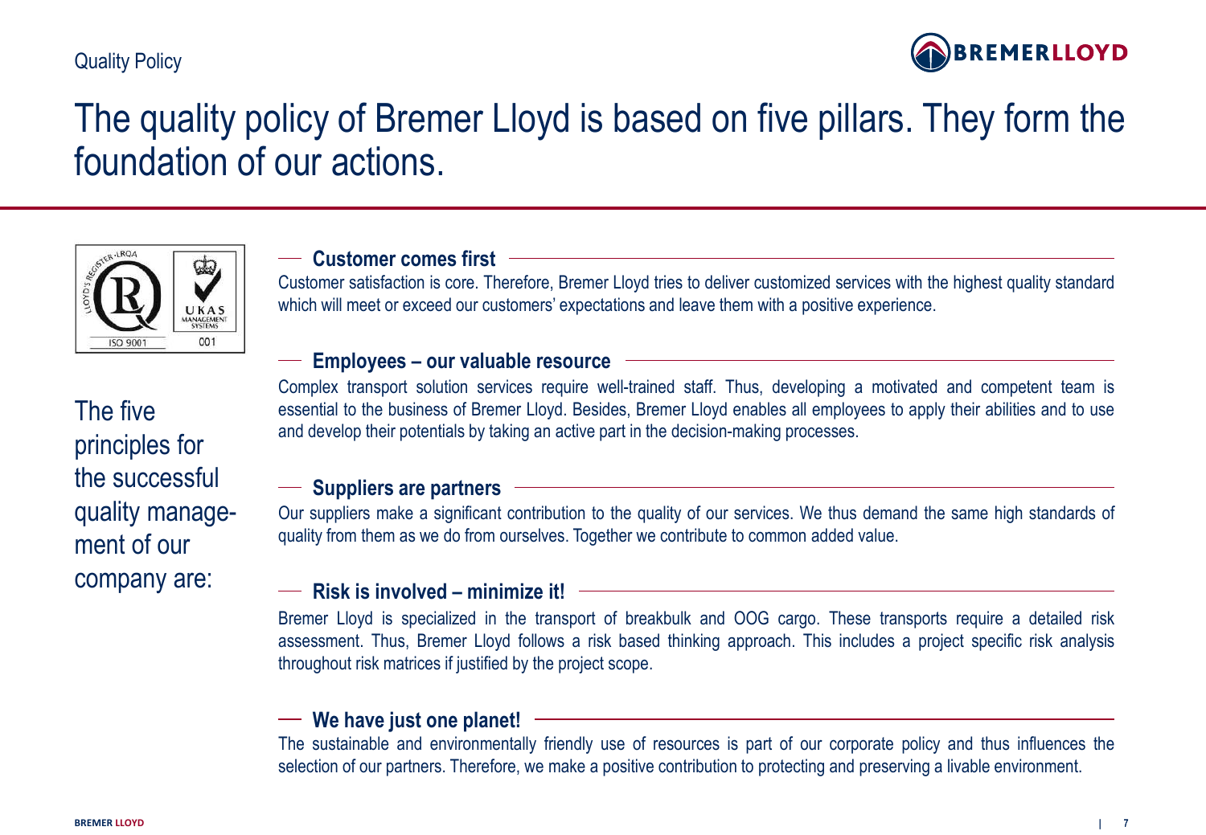# The quality policy of Bremer Lloyd is based on five pillars. They form the foundation of our actions.

The five principles for the successful quality management of our company are:

### Customer comes first

Customer satisfaction is core. Therefore, Bremer Lloyd tries to deliver customized services with the highest quality standard which will meet or exceed our customers' expectations and leave them with a positive experience.

### Employees – our valuable resource

Complex transport solution services require well-trained staff. Thus, developing a motivated and competent team is essential to the business of Bremer Lloyd. Besides, Bremer Lloyd enables all employees to apply their abilities and to use and develop their potentials by taking an active part in the decision-making processes.

### Suppliers are partners

Our suppliers make a significant contribution to the quality of our services. We thus demand the same high standards of quality from them as we do from ourselves. Together we contribute to common added value.

### Risk is involved – minimize it!

Bremer Lloyd is specialized in the transport of breakbulk and OOG cargo. These transports require a detailed risk assessment. Thus, Bremer Lloyd follows a risk based thinking approach. This includes a project specific risk analysis throughout risk matrices if justified by the project scope.

### We have just one planet!

The sustainable and environmentally friendly use of resources is part of our corporate policy and thus influences the selection of our partners. Therefore, we make a positive contribution to protecting and preserving a livable environment.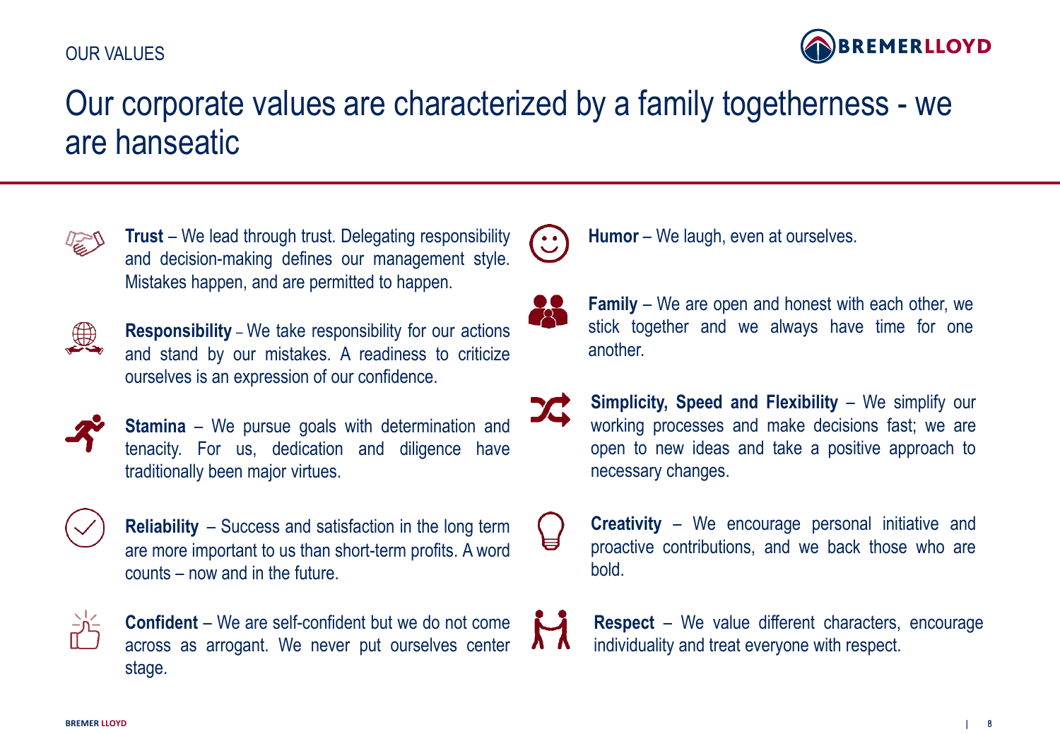OUR VALUES

# Our corporate values are characterized by a family togetherness - we are hanseatic

**Trust** – We lead through trust. Delegating responsibility and decision-making defines our management style. Mistakes happen, and are permitted to happen.

**Responsibility** – We take responsibility for our actions and stand by our mistakes. A readiness to criticize ourselves is an expression of our confidence.

**Stamina** – We pursue goals with determination and tenacity. For us, dedication and diligence have traditionally been major virtues.

**Reliability** – Success and satisfaction in the long term are more important to us than short-term profits. A word counts – now and in the future.

**Confident** – We are self-confident but we do not come across as arrogant. We never put ourselves center stage.

**Humor** – We laugh, even at ourselves.

**Family** – We are open and honest with each other, we stick together and we always have time for one another.

**Simplicity, Speed and Flexibility** – We simplify our working processes and make decisions fast; we are open to new ideas and take a positive approach to necessary changes.

**Creativity** – We encourage personal initiative and proactive contributions, and we back those who are bold.

**Respect** – We value different characters, encourage individuality and treat everyone with respect.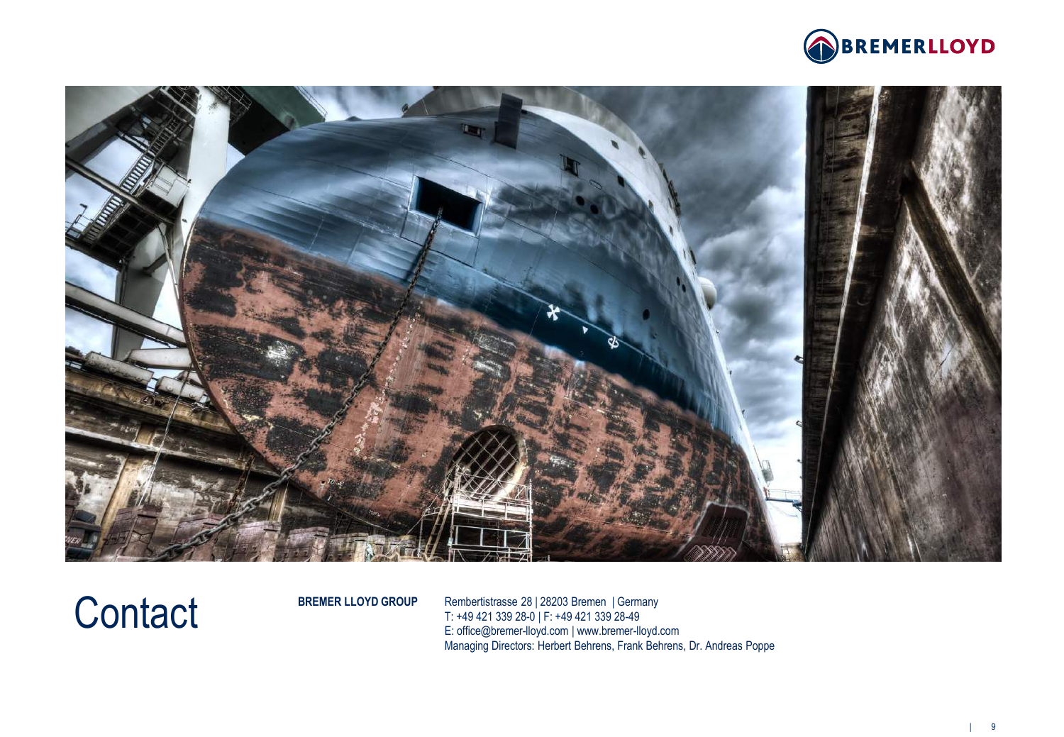# Contact

**BREMER LLOYD GROUP**

Rembertistrasse 28 | 28203 Bremen | Germany
T: +49 421 339 28-0 | F: +49 421 339 28-49
E: office@bremer-lloyd.com | www.bremer-lloyd.com
Managing Directors: Herbert Behrens, Frank Behrens, Dr. Andreas Poppe